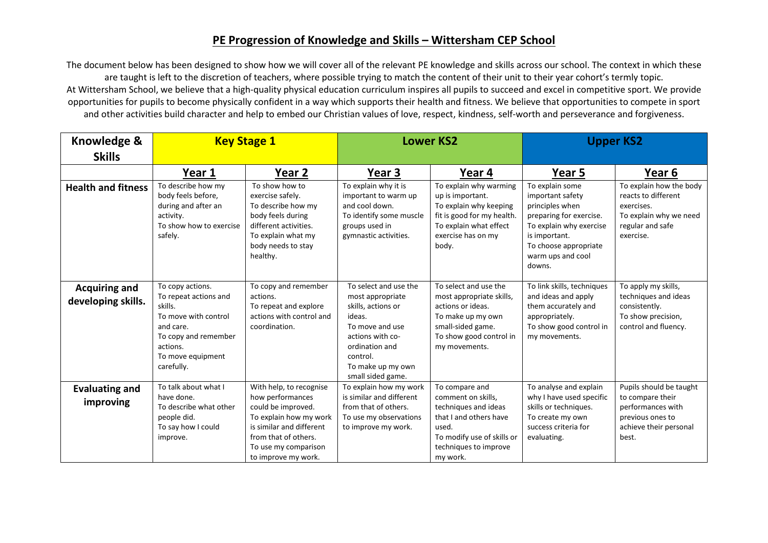# PE Progression of Knowledge and Skills – Wittersham CEP School

The document below has been designed to show how we will cover all of the relevant PE knowledge and skills across our school. The context in which these are taught is left to the discretion of teachers, where possible trying to match the content of their unit to their year cohort's termly topic.
At Wittersham School, we believe that a high-quality physical education curriculum inspires all pupils to succeed and excel in competitive sport. We provide opportunities for pupils to become physically confident in a way which supports their health and fitness. We believe that opportunities to compete in sport and other activities build character and help to embed our Christian values of love, respect, kindness, self-worth and perseverance and forgiveness.

| Knowledge & Skills | Key Stage 1 | | Lower KS2 | | Upper KS2 | |
|---|---|---|---|---|---|---|
| | **Year 1** | **Year 2** | **Year 3** | **Year 4** | **Year 5** | **Year 6** |
| **Health and fitness** | To describe how my body feels before, during and after an activity.<br>To show how to exercise safely. | To show how to exercise safely.<br>To describe how my body feels during different activities.<br>To explain what my body needs to stay healthy. | To explain why it is important to warm up and cool down.<br>To identify some muscle groups used in gymnastic activities. | To explain why warming up is important.<br>To explain why keeping fit is good for my health.<br>To explain what effect exercise has on my body. | To explain some important safety principles when preparing for exercise.<br>To explain why exercise is important.<br>To choose appropriate warm ups and cool downs. | To explain how the body reacts to different exercises.<br>To explain why we need regular and safe exercise. |
| **Acquiring and developing skills.** | To copy actions.<br>To repeat actions and skills.<br>To move with control and care.<br>To copy and remember actions.<br>To move equipment carefully. | To copy and remember actions.<br>To repeat and explore actions with control and coordination. | To select and use the most appropriate skills, actions or ideas.<br>To move and use actions with co-ordination and control.<br>To make up my own small sided game. | To select and use the most appropriate skills, actions or ideas.<br>To make up my own small-sided game.<br>To show good control in my movements. | To link skills, techniques and ideas and apply them accurately and appropriately.<br>To show good control in my movements. | To apply my skills, techniques and ideas consistently.<br>To show precision, control and fluency. |
| **Evaluating and improving** | To talk about what I have done.<br>To describe what other people did.<br>To say how I could improve. | With help, to recognise how performances could be improved.<br>To explain how my work is similar and different from that of others.<br>To use my comparison to improve my work. | To explain how my work is similar and different from that of others.<br>To use my observations to improve my work. | To compare and comment on skills, techniques and ideas that I and others have used.<br>To modify use of skills or techniques to improve my work. | To analyse and explain why I have used specific skills or techniques.<br>To create my own success criteria for evaluating. | Pupils should be taught to compare their performances with previous ones to achieve their personal best. |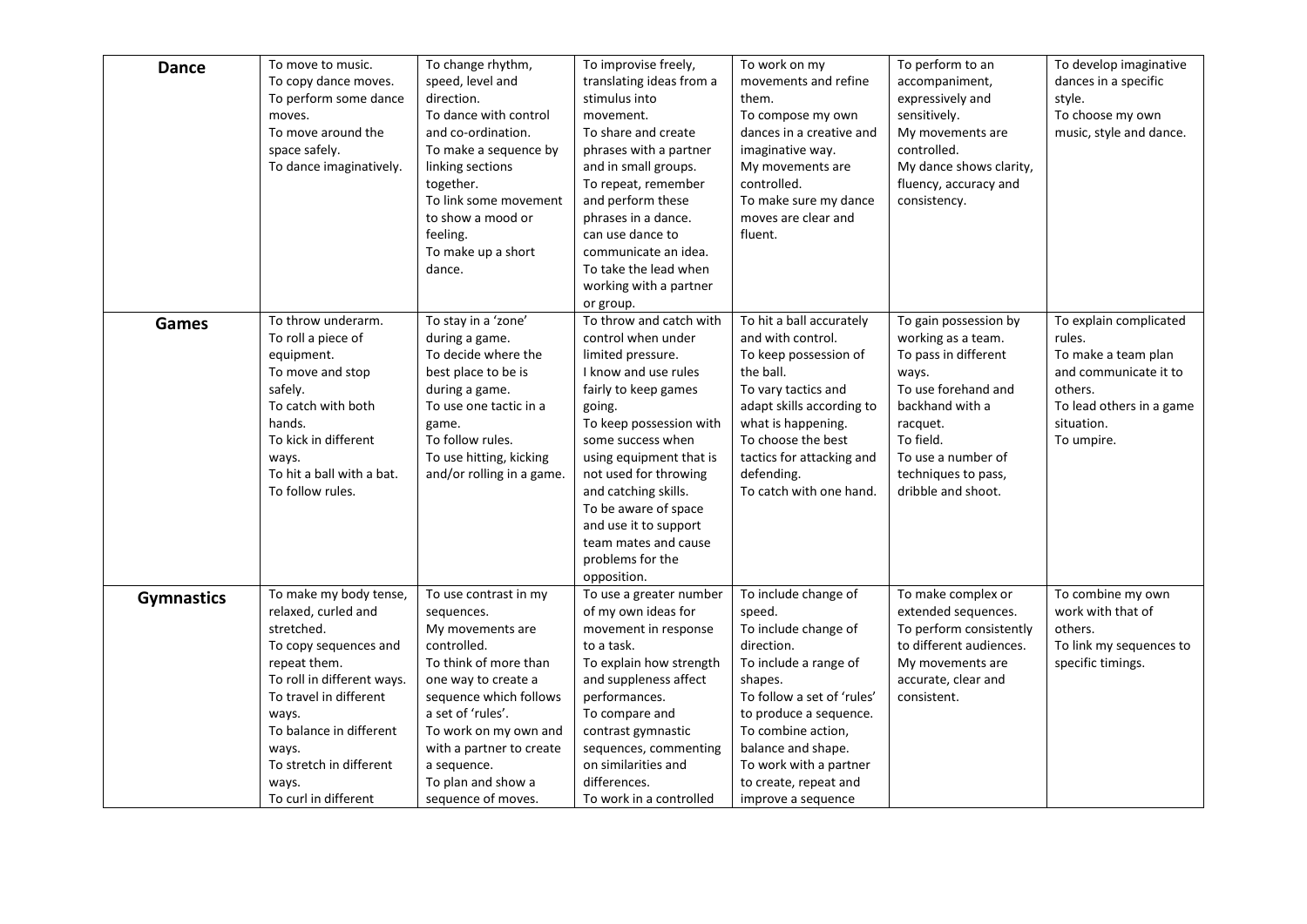| | | | | | | |
|---|---|---|---|---|---|---|
| **Dance** | To move to music.<br>To copy dance moves.<br>To perform some dance moves.<br>To move around the space safely.<br>To dance imaginatively. | To change rhythm, speed, level and direction.<br>To dance with control and co-ordination.<br>To make a sequence by linking sections together.<br>To link some movement to show a mood or feeling.<br>To make up a short dance. | To improvise freely, translating ideas from a stimulus into movement.<br>To share and create phrases with a partner and in small groups.<br>To repeat, remember and perform these phrases in a dance.<br>can use dance to communicate an idea.<br>To take the lead when working with a partner or group. | To work on my movements and refine them.<br>To compose my own dances in a creative and imaginative way.<br>My movements are controlled.<br>To make sure my dance moves are clear and fluent. | To perform to an accompaniment, expressively and sensitively.<br>My movements are controlled.<br>My dance shows clarity, fluency, accuracy and consistency. | To develop imaginative dances in a specific style.<br>To choose my own music, style and dance. |
| **Games** | To throw underarm.<br>To roll a piece of equipment.<br>To move and stop safely.<br>To catch with both hands.<br>To kick in different ways.<br>To hit a ball with a bat.<br>To follow rules. | To stay in a 'zone' during a game.<br>To decide where the best place to be is during a game.<br>To use one tactic in a game.<br>To follow rules.<br>To use hitting, kicking and/or rolling in a game. | To throw and catch with control when under limited pressure.<br>I know and use rules fairly to keep games going.<br>To keep possession with some success when using equipment that is not used for throwing and catching skills.<br>To be aware of space and use it to support team mates and cause problems for the opposition. | To hit a ball accurately and with control.<br>To keep possession of the ball.<br>To vary tactics and adapt skills according to what is happening.<br>To choose the best tactics for attacking and defending.<br>To catch with one hand. | To gain possession by working as a team.<br>To pass in different ways.<br>To use forehand and backhand with a racquet.<br>To field.<br>To use a number of techniques to pass, dribble and shoot. | To explain complicated rules.<br>To make a team plan and communicate it to others.<br>To lead others in a game situation.<br>To umpire. |
| **Gymnastics** | To make my body tense, relaxed, curled and stretched.<br>To copy sequences and repeat them.<br>To roll in different ways.<br>To travel in different ways.<br>To balance in different ways.<br>To stretch in different ways.<br>To curl in different | To use contrast in my sequences.<br>My movements are controlled.<br>To think of more than one way to create a sequence which follows a set of 'rules'.<br>To work on my own and with a partner to create a sequence.<br>To plan and show a sequence of moves. | To use a greater number of my own ideas for movement in response to a task.<br>To explain how strength and suppleness affect performances.<br>To compare and contrast gymnastic sequences, commenting on similarities and differences.<br>To work in a controlled | To include change of speed.<br>To include change of direction.<br>To include a range of shapes.<br>To follow a set of 'rules' to produce a sequence.<br>To combine action, balance and shape.<br>To work with a partner to create, repeat and improve a sequence | To make complex or extended sequences.<br>To perform consistently to different audiences.<br>My movements are accurate, clear and consistent. | To combine my own work with that of others.<br>To link my sequences to specific timings. |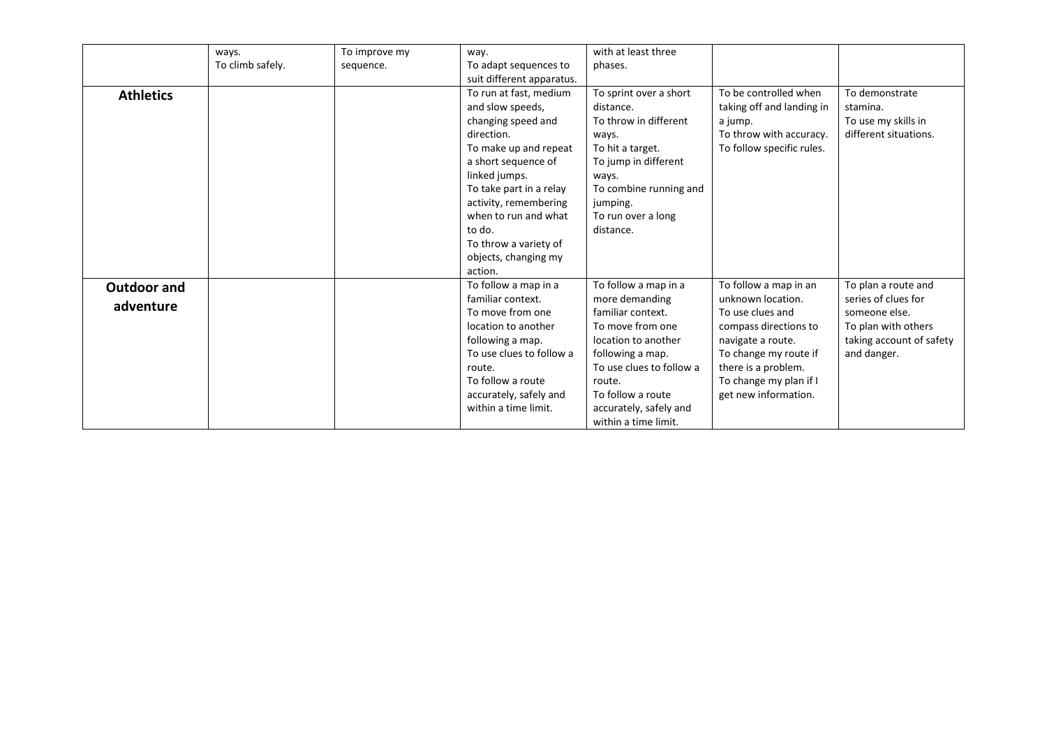|  |  |  |  |  |  |  |
|---|---|---|---|---|---|---|
|  | ways.<br>To climb safely. | To improve my sequence. | way.<br>To adapt sequences to suit different apparatus. | with at least three phases. |  |  |
| **Athletics** |  |  | To run at fast, medium and slow speeds, changing speed and direction.<br>To make up and repeat a short sequence of linked jumps.<br>To take part in a relay activity, remembering when to run and what to do.<br>To throw a variety of objects, changing my action. | To sprint over a short distance.<br>To throw in different ways.<br>To hit a target.<br>To jump in different ways.<br>To combine running and jumping.<br>To run over a long distance. | To be controlled when taking off and landing in a jump.<br>To throw with accuracy.<br>To follow specific rules. | To demonstrate stamina.<br>To use my skills in different situations. |
| **Outdoor and adventure** |  |  | To follow a map in a familiar context.<br>To move from one location to another following a map.<br>To use clues to follow a route.<br>To follow a route accurately, safely and within a time limit. | To follow a map in a more demanding familiar context.<br>To move from one location to another following a map.<br>To use clues to follow a route.<br>To follow a route accurately, safely and within a time limit. | To follow a map in an unknown location.<br>To use clues and compass directions to navigate a route.<br>To change my route if there is a problem.<br>To change my plan if I get new information. | To plan a route and series of clues for someone else.<br>To plan with others taking account of safety and danger. |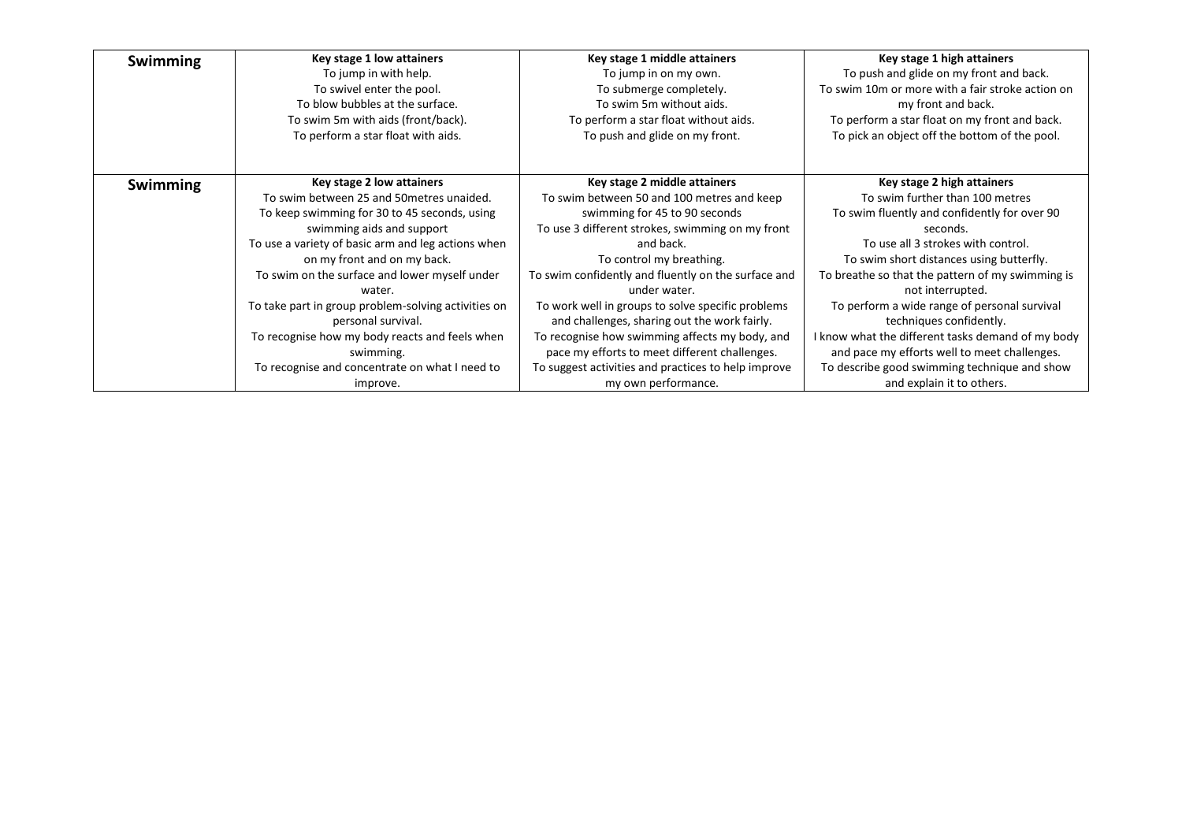| | | | |
|---|---|---|---|
| **Swimming** | **Key stage 1 low attainers**<br>To jump in with help.<br>To swivel enter the pool.<br>To blow bubbles at the surface.<br>To swim 5m with aids (front/back).<br>To perform a star float with aids. | **Key stage 1 middle attainers**<br>To jump in on my own.<br>To submerge completely.<br>To swim 5m without aids.<br>To perform a star float without aids.<br>To push and glide on my front. | **Key stage 1 high attainers**<br>To push and glide on my front and back.<br>To swim 10m or more with a fair stroke action on my front and back.<br>To perform a star float on my front and back.<br>To pick an object off the bottom of the pool. |
| **Swimming** | **Key stage 2 low attainers**<br>To swim between 25 and 50metres unaided.<br>To keep swimming for 30 to 45 seconds, using swimming aids and support<br>To use a variety of basic arm and leg actions when on my front and on my back.<br>To swim on the surface and lower myself under water.<br>To take part in group problem-solving activities on personal survival.<br>To recognise how my body reacts and feels when swimming.<br>To recognise and concentrate on what I need to improve. | **Key stage 2 middle attainers**<br>To swim between 50 and 100 metres and keep swimming for 45 to 90 seconds<br>To use 3 different strokes, swimming on my front and back.<br>To control my breathing.<br>To swim confidently and fluently on the surface and under water.<br>To work well in groups to solve specific problems and challenges, sharing out the work fairly.<br>To recognise how swimming affects my body, and pace my efforts to meet different challenges.<br>To suggest activities and practices to help improve my own performance. | **Key stage 2 high attainers**<br>To swim further than 100 metres<br>To swim fluently and confidently for over 90 seconds.<br>To use all 3 strokes with control.<br>To swim short distances using butterfly.<br>To breathe so that the pattern of my swimming is not interrupted.<br>To perform a wide range of personal survival techniques confidently.<br>I know what the different tasks demand of my body and pace my efforts well to meet challenges.<br>To describe good swimming technique and show and explain it to others. |